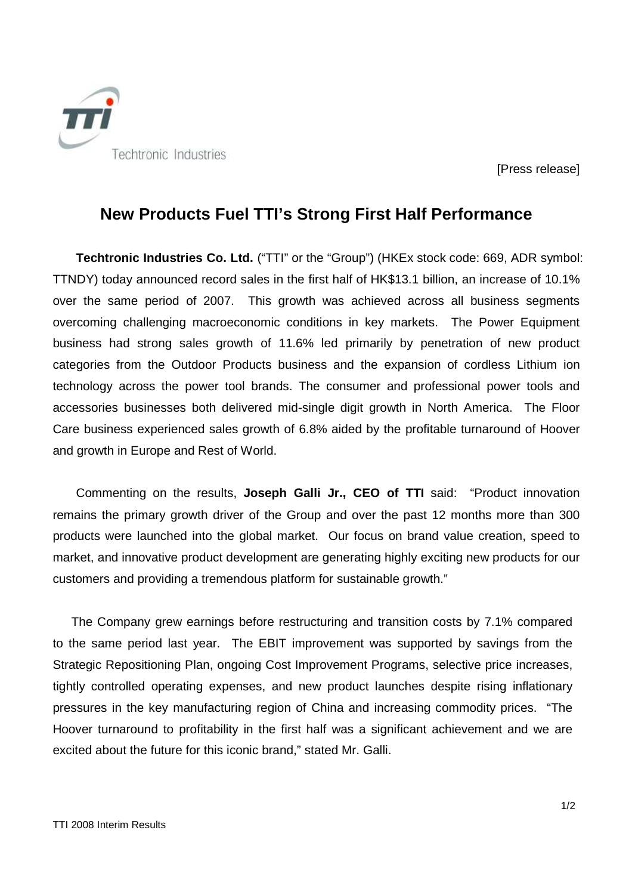Techtronic Industries

[Press release]

# New Products Fuel TTI's Strong First Half Performance

**Techtronic Industries Co. Ltd.** ("TTI" or the "Group") (HKEx stock code: 669, ADR symbol: TTNDY) today announced record sales in the first half of HK$13.1 billion, an increase of 10.1% over the same period of 2007. This growth was achieved across all business segments overcoming challenging macroeconomic conditions in key markets. The Power Equipment business had strong sales growth of 11.6% led primarily by penetration of new product categories from the Outdoor Products business and the expansion of cordless Lithium ion technology across the power tool brands. The consumer and professional power tools and accessories businesses both delivered mid-single digit growth in North America. The Floor Care business experienced sales growth of 6.8% aided by the profitable turnaround of Hoover and growth in Europe and Rest of World.

Commenting on the results, **Joseph Galli Jr., CEO of TTI** said: "Product innovation remains the primary growth driver of the Group and over the past 12 months more than 300 products were launched into the global market. Our focus on brand value creation, speed to market, and innovative product development are generating highly exciting new products for our customers and providing a tremendous platform for sustainable growth."

The Company grew earnings before restructuring and transition costs by 7.1% compared to the same period last year. The EBIT improvement was supported by savings from the Strategic Repositioning Plan, ongoing Cost Improvement Programs, selective price increases, tightly controlled operating expenses, and new product launches despite rising inflationary pressures in the key manufacturing region of China and increasing commodity prices. "The Hoover turnaround to profitability in the first half was a significant achievement and we are excited about the future for this iconic brand," stated Mr. Galli.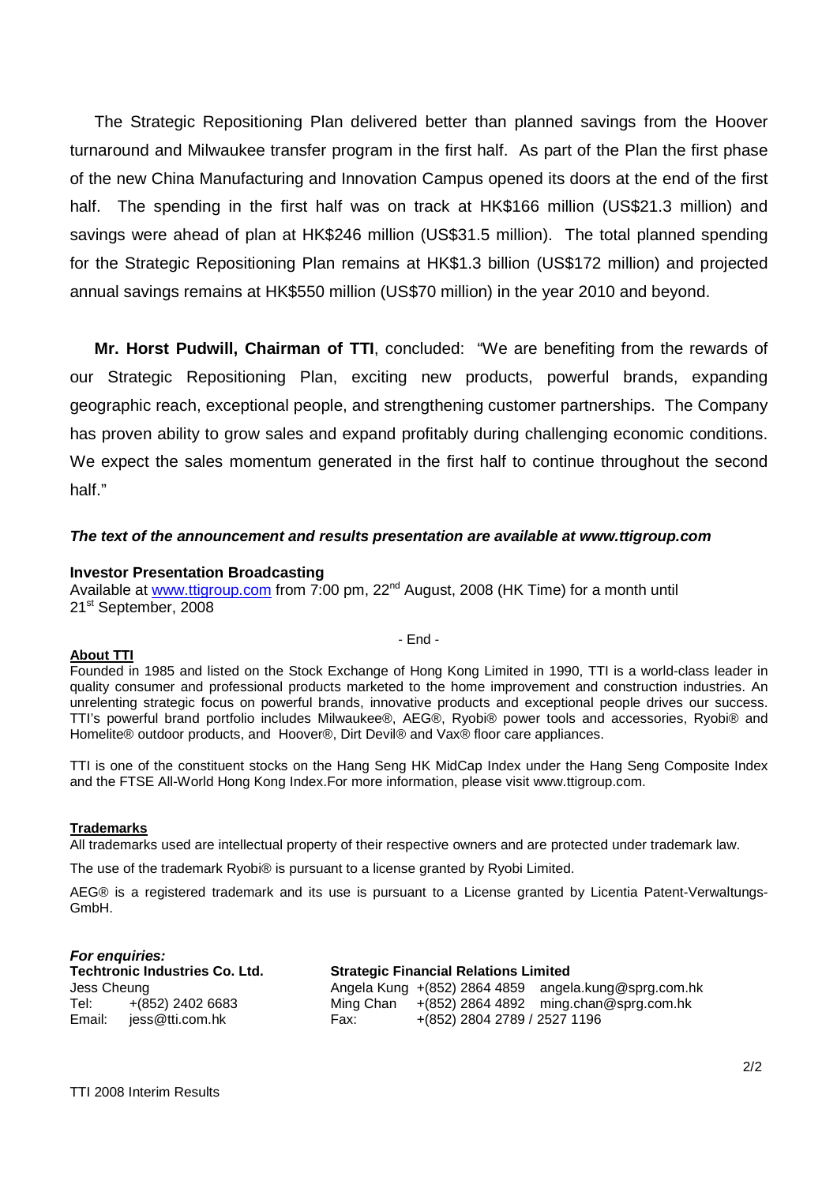The Strategic Repositioning Plan delivered better than planned savings from the Hoover turnaround and Milwaukee transfer program in the first half. As part of the Plan the first phase of the new China Manufacturing and Innovation Campus opened its doors at the end of the first half. The spending in the first half was on track at HK$166 million (US$21.3 million) and savings were ahead of plan at HK$246 million (US$31.5 million). The total planned spending for the Strategic Repositioning Plan remains at HK$1.3 billion (US$172 million) and projected annual savings remains at HK$550 million (US$70 million) in the year 2010 and beyond.

**Mr. Horst Pudwill, Chairman of TTI**, concluded: "We are benefiting from the rewards of our Strategic Repositioning Plan, exciting new products, powerful brands, expanding geographic reach, exceptional people, and strengthening customer partnerships. The Company has proven ability to grow sales and expand profitably during challenging economic conditions. We expect the sales momentum generated in the first half to continue throughout the second half."

***The text of the announcement and results presentation are available at www.ttigroup.com***

**Investor Presentation Broadcasting**

Available at www.ttigroup.com from 7:00 pm, 22nd August, 2008 (HK Time) for a month until 21st September, 2008

\- End -

**About TTI**

Founded in 1985 and listed on the Stock Exchange of Hong Kong Limited in 1990, TTI is a world-class leader in quality consumer and professional products marketed to the home improvement and construction industries. An unrelenting strategic focus on powerful brands, innovative products and exceptional people drives our success. TTI's powerful brand portfolio includes Milwaukee®, AEG®, Ryobi® power tools and accessories, Ryobi® and Homelite® outdoor products, and Hoover®, Dirt Devil® and Vax® floor care appliances.

TTI is one of the constituent stocks on the Hang Seng HK MidCap Index under the Hang Seng Composite Index and the FTSE All-World Hong Kong Index.For more information, please visit www.ttigroup.com.

**Trademarks**

All trademarks used are intellectual property of their respective owners and are protected under trademark law.

The use of the trademark Ryobi® is pursuant to a license granted by Ryobi Limited.

AEG® is a registered trademark and its use is pursuant to a License granted by Licentia Patent-Verwaltungs-GmbH.

***For enquiries:***

**Techtronic Industries Co. Ltd.**
Jess Cheung
Tel: +(852) 2402 6683
Email: jess@tti.com.hk

**Strategic Financial Relations Limited**
Angela Kung +(852) 2864 4859 angela.kung@sprg.com.hk
Ming Chan +(852) 2864 4892 ming.chan@sprg.com.hk
Fax: +(852) 2804 2789 / 2527 1196